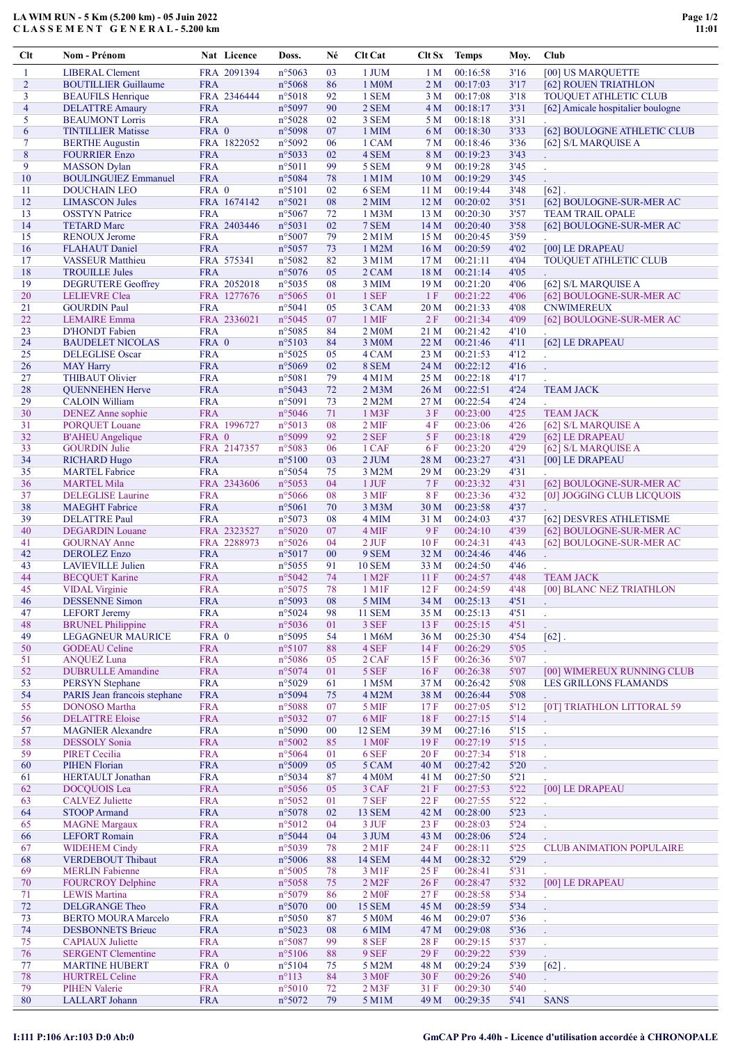# LA WIM RUN - 5 Km (5.200 km) - 05 Juin 2022

## C L A S S E M E N T   G E N E R A L - 5.200 km

| Clt | Nom - Prénom | Nat | Licence | Doss. | Né | Clt Cat | Clt Sx | Temps | Moy. | Club |
|---|---|---|---|---|---|---|---|---|---|---|
| 1 | LIBERAL Clement | FRA | 2091394 | n°5063 | 03 | 1 JUM | 1 M | 00:16:58 | 3'16 | [00] US MARQUETTE |
| 2 | BOUTILLIER Guillaume | FRA | | n°5068 | 86 | 1 M0M | 2 M | 00:17:03 | 3'17 | [62] ROUEN TRIATHLON |
| 3 | BEAUFILS Henrique | FRA | 2346444 | n°5018 | 92 | 1 SEM | 3 M | 00:17:08 | 3'18 | TOUQUET ATHLETIC CLUB |
| 4 | DELATTRE Amaury | FRA | | n°5097 | 90 | 2 SEM | 4 M | 00:18:17 | 3'31 | [62] Amicale hospitalier boulogne |
| 5 | BEAUMONT Lorris | FRA | | n°5028 | 02 | 3 SEM | 5 M | 00:18:18 | 3'31 | . |
| 6 | TINTILLIER Matisse | FRA | 0 | n°5098 | 07 | 1 MIM | 6 M | 00:18:30 | 3'33 | [62] BOULOGNE ATHLETIC CLUB |
| 7 | BERTHE Augustin | FRA | 1822052 | n°5092 | 06 | 1 CAM | 7 M | 00:18:46 | 3'36 | [62] S/L MARQUISE A |
| 8 | FOURRIER Enzo | FRA | | n°5033 | 02 | 4 SEM | 8 M | 00:19:23 | 3'43 | . |
| 9 | MASSON Dylan | FRA | | n°5011 | 99 | 5 SEM | 9 M | 00:19:28 | 3'45 | . |
| 10 | BOULINGUEZ Emmanuel | FRA | | n°5084 | 78 | 1 M1M | 10 M | 00:19:29 | 3'45 | . |
| 11 | DOUCHAIN LEO | FRA | 0 | n°5101 | 02 | 6 SEM | 11 M | 00:19:44 | 3'48 | [62] . |
| 12 | LIMASCON Jules | FRA | 1674142 | n°5021 | 08 | 2 MIM | 12 M | 00:20:02 | 3'51 | [62] BOULOGNE-SUR-MER AC |
| 13 | OSSTYN Patrice | FRA | | n°5067 | 72 | 1 M3M | 13 M | 00:20:30 | 3'57 | TEAM TRAIL OPALE |
| 14 | TETARD Marc | FRA | 2403446 | n°5031 | 02 | 7 SEM | 14 M | 00:20:40 | 3'58 | [62] BOULOGNE-SUR-MER AC |
| 15 | RENOUX Jerome | FRA | | n°5007 | 79 | 2 M1M | 15 M | 00:20:45 | 3'59 | . |
| 16 | FLAHAUT Daniel | FRA | | n°5057 | 73 | 1 M2M | 16 M | 00:20:59 | 4'02 | [00] LE DRAPEAU |
| 17 | VASSEUR Matthieu | FRA | 575341 | n°5082 | 82 | 3 M1M | 17 M | 00:21:11 | 4'04 | TOUQUET ATHLETIC CLUB |
| 18 | TROUILLE Jules | FRA | | n°5076 | 05 | 2 CAM | 18 M | 00:21:14 | 4'05 | . |
| 19 | DEGRUTERE Geoffrey | FRA | 2052018 | n°5035 | 08 | 3 MIM | 19 M | 00:21:20 | 4'06 | [62] S/L MARQUISE A |
| 20 | LELIEVRE Clea | FRA | 1277676 | n°5065 | 01 | 1 SEF | 1 F | 00:21:22 | 4'06 | [62] BOULOGNE-SUR-MER AC |
| 21 | GOURDIN Paul | FRA | | n°5041 | 05 | 3 CAM | 20 M | 00:21:33 | 4'08 | CNWIMEREUX |
| 22 | LEMAIRE Emma | FRA | 2336021 | n°5045 | 07 | 1 MIF | 2 F | 00:21:34 | 4'09 | [62] BOULOGNE-SUR-MER AC |
| 23 | D'HONDT Fabien | FRA | | n°5085 | 84 | 2 M0M | 21 M | 00:21:42 | 4'10 | . |
| 24 | BAUDELET NICOLAS | FRA | 0 | n°5103 | 84 | 3 M0M | 22 M | 00:21:46 | 4'11 | [62] LE DRAPEAU |
| 25 | DELEGLISE Oscar | FRA | | n°5025 | 05 | 4 CAM | 23 M | 00:21:53 | 4'12 | . |
| 26 | MAY Harry | FRA | | n°5069 | 02 | 8 SEM | 24 M | 00:22:12 | 4'16 | . |
| 27 | THIBAUT Olivier | FRA | | n°5081 | 79 | 4 M1M | 25 M | 00:22:18 | 4'17 | . |
| 28 | QUENNEHEN Herve | FRA | | n°5043 | 72 | 2 M3M | 26 M | 00:22:51 | 4'24 | TEAM JACK |
| 29 | CALOIN William | FRA | | n°5091 | 73 | 2 M2M | 27 M | 00:22:54 | 4'24 | . |
| 30 | DENEZ Anne sophie | FRA | | n°5046 | 71 | 1 M3F | 3 F | 00:23:00 | 4'25 | TEAM JACK |
| 31 | PORQUET Louane | FRA | 1996727 | n°5013 | 08 | 2 MIF | 4 F | 00:23:06 | 4'26 | [62] S/L MARQUISE A |
| 32 | B'AHEU Angelique | FRA | 0 | n°5099 | 92 | 2 SEF | 5 F | 00:23:18 | 4'29 | [62] LE DRAPEAU |
| 33 | GOURDIN Julie | FRA | 2147357 | n°5083 | 06 | 1 CAF | 6 F | 00:23:20 | 4'29 | [62] S/L MARQUISE A |
| 34 | RICHARD Hugo | FRA | | n°5100 | 03 | 2 JUM | 28 M | 00:23:27 | 4'31 | [00] LE DRAPEAU |
| 35 | MARTEL Fabrice | FRA | | n°5054 | 75 | 3 M2M | 29 M | 00:23:29 | 4'31 | . |
| 36 | MARTEL Mila | FRA | 2343606 | n°5053 | 04 | 1 JUF | 7 F | 00:23:32 | 4'31 | [62] BOULOGNE-SUR-MER AC |
| 37 | DELEGLISE Laurine | FRA | | n°5066 | 08 | 3 MIF | 8 F | 00:23:36 | 4'32 | [0J] JOGGING CLUB LICQUOIS |
| 38 | MAEGHT Fabrice | FRA | | n°5061 | 70 | 3 M3M | 30 M | 00:23:58 | 4'37 | . |
| 39 | DELATTRE Paul | FRA | | n°5073 | 08 | 4 MIM | 31 M | 00:24:03 | 4'37 | [62] DESVRES ATHLETISME |
| 40 | DEGARDIN Louane | FRA | 2323527 | n°5020 | 07 | 4 MIF | 9 F | 00:24:10 | 4'39 | [62] BOULOGNE-SUR-MER AC |
| 41 | GOURNAY Anne | FRA | 2288973 | n°5026 | 04 | 2 JUF | 10 F | 00:24:31 | 4'43 | [62] BOULOGNE-SUR-MER AC |
| 42 | DEROLEZ Enzo | FRA | | n°5017 | 00 | 9 SEM | 32 M | 00:24:46 | 4'46 | . |
| 43 | LAVIEVILLE Julien | FRA | | n°5055 | 91 | 10 SEM | 33 M | 00:24:50 | 4'46 | . |
| 44 | BECQUET Karine | FRA | | n°5042 | 74 | 1 M2F | 11 F | 00:24:57 | 4'48 | TEAM JACK |
| 45 | VIDAL Virginie | FRA | | n°5075 | 78 | 1 M1F | 12 F | 00:24:59 | 4'48 | [00] BLANC NEZ TRIATHLON |
| 46 | DESSENNE Simon | FRA | | n°5093 | 08 | 5 MIM | 34 M | 00:25:13 | 4'51 | . |
| 47 | LEFORT Jeremy | FRA | | n°5024 | 98 | 11 SEM | 35 M | 00:25:13 | 4'51 | . |
| 48 | BRUNEL Philippine | FRA | | n°5036 | 01 | 3 SEF | 13 F | 00:25:15 | 4'51 | . |
| 49 | LEGAGNEUR MAURICE | FRA | 0 | n°5095 | 54 | 1 M6M | 36 M | 00:25:30 | 4'54 | [62] . |
| 50 | GODEAU Celine | FRA | | n°5107 | 88 | 4 SEF | 14 F | 00:26:29 | 5'05 | . |
| 51 | ANQUEZ Luna | FRA | | n°5086 | 05 | 2 CAF | 15 F | 00:26:36 | 5'07 | . |
| 52 | DUBRULLE Amandine | FRA | | n°5074 | 01 | 5 SEF | 16 F | 00:26:38 | 5'07 | [00] WIMEREUX RUNNING CLUB |
| 53 | PERSYN Stephane | FRA | | n°5029 | 61 | 1 M5M | 37 M | 00:26:42 | 5'08 | LES GRILLONS FLAMANDS |
| 54 | PARIS Jean francois stephane | FRA | | n°5094 | 75 | 4 M2M | 38 M | 00:26:44 | 5'08 | . |
| 55 | DONOSO Martha | FRA | | n°5088 | 07 | 5 MIF | 17 F | 00:27:05 | 5'12 | [0T] TRIATHLON LITTORAL 59 |
| 56 | DELATTRE Eloise | FRA | | n°5032 | 07 | 6 MIF | 18 F | 00:27:15 | 5'14 | . |
| 57 | MAGNIER Alexandre | FRA | | n°5090 | 00 | 12 SEM | 39 M | 00:27:16 | 5'15 | . |
| 58 | DESSOLY Sonia | FRA | | n°5002 | 85 | 1 M0F | 19 F | 00:27:19 | 5'15 | . |
| 59 | PIRET Cecilia | FRA | | n°5064 | 01 | 6 SEF | 20 F | 00:27:34 | 5'18 | . |
| 60 | PIHEN Florian | FRA | | n°5009 | 05 | 5 CAM | 40 M | 00:27:42 | 5'20 | . |
| 61 | HERTAULT Jonathan | FRA | | n°5034 | 87 | 4 M0M | 41 M | 00:27:50 | 5'21 | . |
| 62 | DOCQUOIS Lea | FRA | | n°5056 | 05 | 3 CAF | 21 F | 00:27:53 | 5'22 | [00] LE DRAPEAU |
| 63 | CALVEZ Juliette | FRA | | n°5052 | 01 | 7 SEF | 22 F | 00:27:55 | 5'22 | . |
| 64 | STOOP Armand | FRA | | n°5078 | 02 | 13 SEM | 42 M | 00:28:00 | 5'23 | . |
| 65 | MAGNE Margaux | FRA | | n°5012 | 04 | 3 JUF | 23 F | 00:28:03 | 5'24 | . |
| 66 | LEFORT Romain | FRA | | n°5044 | 04 | 3 JUM | 43 M | 00:28:06 | 5'24 | . |
| 67 | WIDEHEM Cindy | FRA | | n°5039 | 78 | 2 M1F | 24 F | 00:28:11 | 5'25 | CLUB ANIMATION POPULAIRE |
| 68 | VERDEBOUT Thibaut | FRA | | n°5006 | 88 | 14 SEM | 44 M | 00:28:32 | 5'29 | . |
| 69 | MERLIN Fabienne | FRA | | n°5005 | 78 | 3 M1F | 25 F | 00:28:41 | 5'31 | . |
| 70 | FOURCROY Delphine | FRA | | n°5058 | 75 | 2 M2F | 26 F | 00:28:47 | 5'32 | [00] LE DRAPEAU |
| 71 | LEWIS Martina | FRA | | n°5079 | 86 | 2 M0F | 27 F | 00:28:58 | 5'34 | . |
| 72 | DELGRANGE Theo | FRA | | n°5070 | 00 | 15 SEM | 45 M | 00:28:59 | 5'34 | . |
| 73 | BERTO MOURA Marcelo | FRA | | n°5050 | 87 | 5 M0M | 46 M | 00:29:07 | 5'36 | . |
| 74 | DESBONNETS Brieuc | FRA | | n°5023 | 08 | 6 MIM | 47 M | 00:29:08 | 5'36 | . |
| 75 | CAPIAUX Juliette | FRA | | n°5087 | 99 | 8 SEF | 28 F | 00:29:15 | 5'37 | . |
| 76 | SERGENT Clementine | FRA | | n°5106 | 88 | 9 SEF | 29 F | 00:29:22 | 5'39 | . |
| 77 | MARTINE HUBERT | FRA | 0 | n°5104 | 75 | 5 M2M | 48 M | 00:29:24 | 5'39 | [62] . |
| 78 | HURTREL Celine | FRA | | n°113 | 84 | 3 M0F | 30 F | 00:29:26 | 5'40 | . |
| 79 | PIHEN Valerie | FRA | | n°5010 | 72 | 2 M3F | 31 F | 00:29:30 | 5'40 | . |
| 80 | LALLART Johann | FRA | | n°5072 | 79 | 5 M1M | 49 M | 00:29:35 | 5'41 | SANS |

I:111 P:106 Ar:103 D:0 Ab:0

GmCAP Pro 4.40h - Licence d'utilisation accordée à CHRONOPALE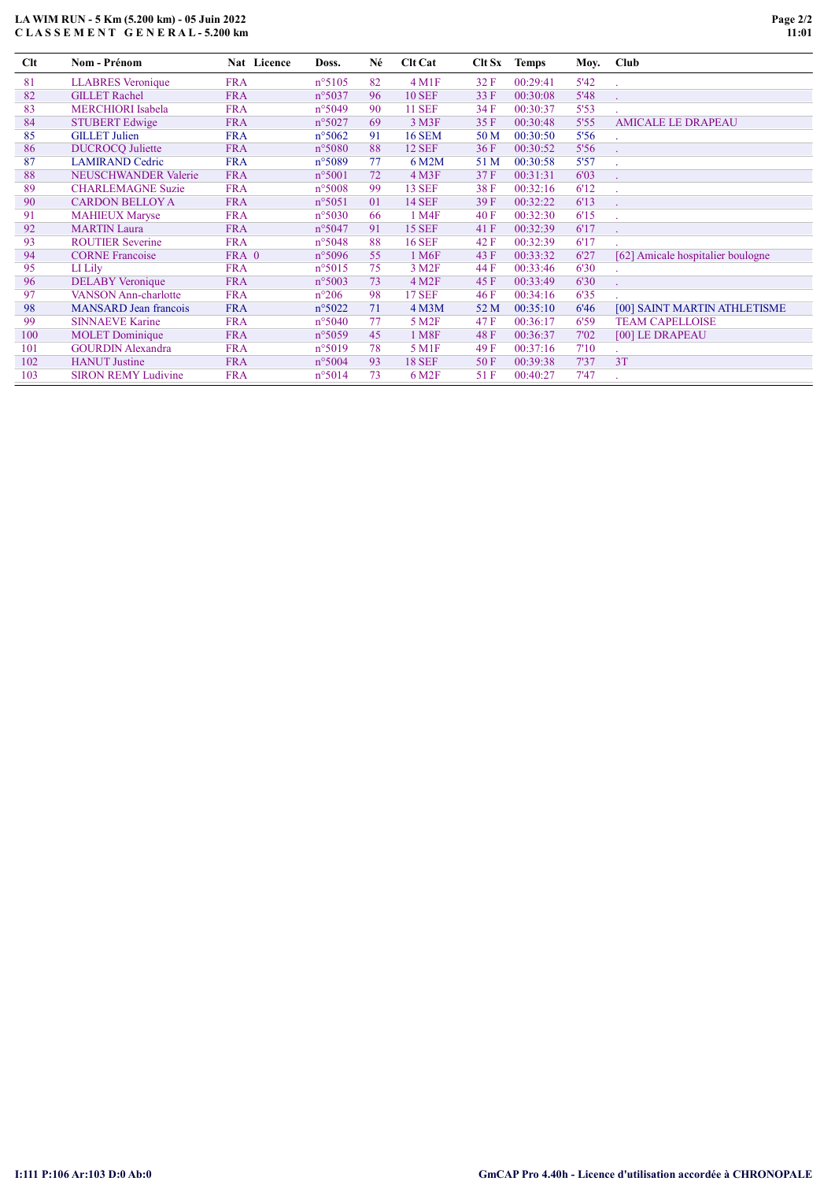**LA WIM RUN - 5 Km (5.200 km) - 05 Juin 2022**
**C L A S S E M E N T   G E N E R A L - 5.200 km**

| Clt | Nom - Prénom | Nat | Licence | Doss. | Né | Clt Cat | Clt Sx | Temps | Moy. | Club |
|---|---|---|---|---|---|---|---|---|---|---|
| 81 | LLABRES Veronique | FRA | | n°5105 | 82 | 4 M1F | 32 F | 00:29:41 | 5'42 | . |
| 82 | GILLET Rachel | FRA | | n°5037 | 96 | 10 SEF | 33 F | 00:30:08 | 5'48 | . |
| 83 | MERCHIORI Isabela | FRA | | n°5049 | 90 | 11 SEF | 34 F | 00:30:37 | 5'53 | . |
| 84 | STUBERT Edwige | FRA | | n°5027 | 69 | 3 M3F | 35 F | 00:30:48 | 5'55 | AMICALE LE DRAPEAU |
| 85 | GILLET Julien | FRA | | n°5062 | 91 | 16 SEM | 50 M | 00:30:50 | 5'56 | . |
| 86 | DUCROCQ Juliette | FRA | | n°5080 | 88 | 12 SEF | 36 F | 00:30:52 | 5'56 | . |
| 87 | LAMIRAND Cedric | FRA | | n°5089 | 77 | 6 M2M | 51 M | 00:30:58 | 5'57 | . |
| 88 | NEUSCHWANDER Valerie | FRA | | n°5001 | 72 | 4 M3F | 37 F | 00:31:31 | 6'03 | . |
| 89 | CHARLEMAGNE Suzie | FRA | | n°5008 | 99 | 13 SEF | 38 F | 00:32:16 | 6'12 | . |
| 90 | CARDON BELLOY A | FRA | | n°5051 | 01 | 14 SEF | 39 F | 00:32:22 | 6'13 | . |
| 91 | MAHIEUX Maryse | FRA | | n°5030 | 66 | 1 M4F | 40 F | 00:32:30 | 6'15 | . |
| 92 | MARTIN Laura | FRA | | n°5047 | 91 | 15 SEF | 41 F | 00:32:39 | 6'17 | . |
| 93 | ROUTIER Severine | FRA | | n°5048 | 88 | 16 SEF | 42 F | 00:32:39 | 6'17 | . |
| 94 | CORNE Francoise | FRA | 0 | n°5096 | 55 | 1 M6F | 43 F | 00:33:32 | 6'27 | [62] Amicale hospitalier boulogne |
| 95 | LI Lily | FRA | | n°5015 | 75 | 3 M2F | 44 F | 00:33:46 | 6'30 | . |
| 96 | DELABY Veronique | FRA | | n°5003 | 73 | 4 M2F | 45 F | 00:33:49 | 6'30 | . |
| 97 | VANSON Ann-charlotte | FRA | | n°206 | 98 | 17 SEF | 46 F | 00:34:16 | 6'35 | . |
| 98 | MANSARD Jean francois | FRA | | n°5022 | 71 | 4 M3M | 52 M | 00:35:10 | 6'46 | [00] SAINT MARTIN ATHLETISME |
| 99 | SINNAEVE Karine | FRA | | n°5040 | 77 | 5 M2F | 47 F | 00:36:17 | 6'59 | TEAM CAPELLOISE |
| 100 | MOLET Dominique | FRA | | n°5059 | 45 | 1 M8F | 48 F | 00:36:37 | 7'02 | [00] LE DRAPEAU |
| 101 | GOURDIN Alexandra | FRA | | n°5019 | 78 | 5 M1F | 49 F | 00:37:16 | 7'10 | . |
| 102 | HANUT Justine | FRA | | n°5004 | 93 | 18 SEF | 50 F | 00:39:38 | 7'37 | 3T |
| 103 | SIRON REMY Ludivine | FRA | | n°5014 | 73 | 6 M2F | 51 F | 00:40:27 | 7'47 | . |

I:111 P:106 Ar:103 D:0 Ab:0

GmCAP Pro 4.40h - Licence d'utilisation accordée à CHRONOPALE